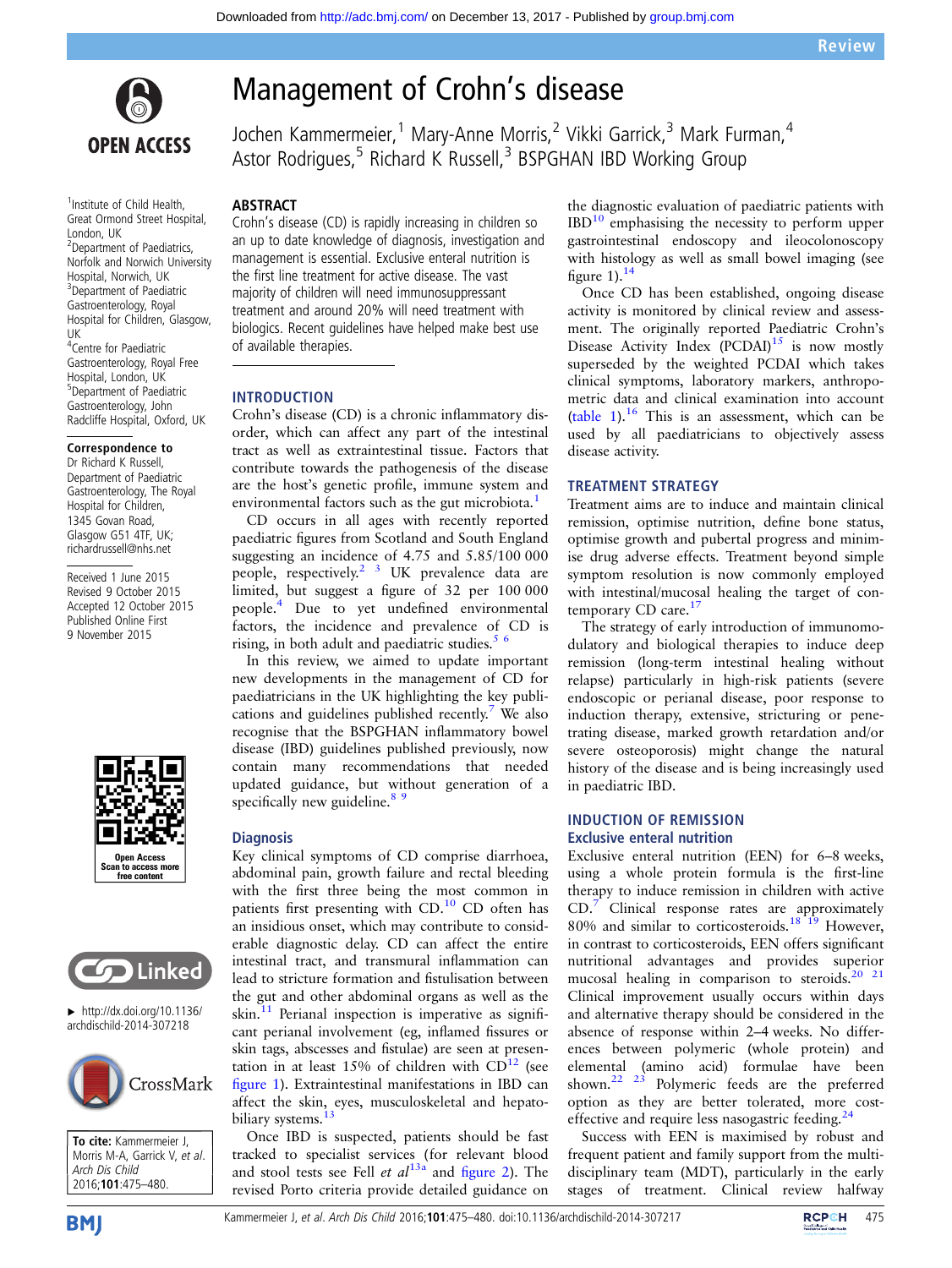# Management of Crohn's disease

Jochen Kammermeier,[1] Mary-Anne Morris,[2] Vikki Garrick,[3] Mark Furman,[4] Astor Rodrigues,[5] Richard K Russell,[3] BSPGHAN IBD Working Group

[1]Institute of Child Health, Great Ormond Street Hospital, London, UK
[2]Department of Paediatrics, Norfolk and Norwich University Hospital, Norwich, UK
[3]Department of Paediatric Gastroenterology, Royal Hospital for Children, Glasgow, UK
[4]Centre for Paediatric Gastroenterology, Royal Free Hospital, London, UK
[5]Department of Paediatric Gastroenterology, John Radcliffe Hospital, Oxford, UK

**Correspondence to**
Dr Richard K Russell, Department of Paediatric Gastroenterology, The Royal Hospital for Children, 1345 Govan Road, Glasgow G51 4TF, UK; richardrussell@nhs.net

Received 1 June 2015
Revised 9 October 2015
Accepted 12 October 2015
Published Online First 9 November 2015

▸ http://dx.doi.org/10.1136/archdischild-2014-307218

**To cite:** Kammermeier J, Morris M-A, Garrick V, *et al*. *Arch Dis Child* 2016;**101**:475–480.

## ABSTRACT

Crohn's disease (CD) is rapidly increasing in children so an up to date knowledge of diagnosis, investigation and management is essential. Exclusive enteral nutrition is the first line treatment for active disease. The vast majority of children will need immunosuppressant treatment and around 20% will need treatment with biologics. Recent guidelines have helped make best use of available therapies.

## INTRODUCTION

Crohn's disease (CD) is a chronic inflammatory disorder, which can affect any part of the intestinal tract as well as extraintestinal tissue. Factors that contribute towards the pathogenesis of the disease are the host's genetic profile, immune system and environmental factors such as the gut microbiota.[1]

CD occurs in all ages with recently reported paediatric figures from Scotland and South England suggesting an incidence of 4.75 and 5.85/100 000 people, respectively.[2,3] UK prevalence data are limited, but suggest a figure of 32 per 100 000 people.[4] Due to yet undefined environmental factors, the incidence and prevalence of CD is rising, in both adult and paediatric studies.[5,6]

In this review, we aimed to update important new developments in the management of CD for paediatricians in the UK highlighting the key publications and guidelines published recently.[7] We also recognise that the BSPGHAN inflammatory bowel disease (IBD) guidelines published previously, now contain many recommendations that needed updated guidance, but without generation of a specifically new guideline.[8,9]

### Diagnosis

Key clinical symptoms of CD comprise diarrhoea, abdominal pain, growth failure and rectal bleeding with the first three being the most common in patients first presenting with CD.[10] CD often has an insidious onset, which may contribute to considerable diagnostic delay. CD can affect the entire intestinal tract, and transmural inflammation can lead to stricture formation and fistulisation between the gut and other abdominal organs as well as the skin.[11] Perianal inspection is imperative as significant perianal involvement (eg, inflamed fissures or skin tags, abscesses and fistulae) are seen at presentation in at least 15% of children with CD[12] (see figure 1). Extraintestinal manifestations in IBD can affect the skin, eyes, musculoskeletal and hepatobiliary systems.[13]

Once IBD is suspected, patients should be fast tracked to specialist services (for relevant blood and stool tests see Fell *et al*[13a] and figure 2). The revised Porto criteria provide detailed guidance on the diagnostic evaluation of paediatric patients with IBD[10] emphasising the necessity to perform upper gastrointestinal endoscopy and ileocolonoscopy with histology as well as small bowel imaging (see figure 1).[14]

Once CD has been established, ongoing disease activity is monitored by clinical review and assessment. The originally reported Paediatric Crohn's Disease Activity Index (PCDAI)[15] is now mostly superseded by the weighted PCDAI which takes clinical symptoms, laboratory markers, anthropometric data and clinical examination into account (table 1).[16] This is an assessment, which can be used by all paediatricians to objectively assess disease activity.

## TREATMENT STRATEGY

Treatment aims are to induce and maintain clinical remission, optimise nutrition, define bone status, optimise growth and pubertal progress and minimise drug adverse effects. Treatment beyond simple symptom resolution is now commonly employed with intestinal/mucosal healing the target of contemporary CD care.[17]

The strategy of early introduction of immunomodulatory and biological therapies to induce deep remission (long-term intestinal healing without relapse) particularly in high-risk patients (severe endoscopic or perianal disease, poor response to induction therapy, extensive, stricturing or penetrating disease, marked growth retardation and/or severe osteoporosis) might change the natural history of the disease and is being increasingly used in paediatric IBD.

## INDUCTION OF REMISSION

### Exclusive enteral nutrition

Exclusive enteral nutrition (EEN) for 6–8 weeks, using a whole protein formula is the first-line therapy to induce remission in children with active CD.[7] Clinical response rates are approximately 80% and similar to corticosteroids.[18,19] However, in contrast to corticosteroids, EEN offers significant nutritional advantages and provides superior mucosal healing in comparison to steroids.[20,21] Clinical improvement usually occurs within days and alternative therapy should be considered in the absence of response within 2–4 weeks. No differences between polymeric (whole protein) and elemental (amino acid) formulae have been shown.[22,23] Polymeric feeds are the preferred option as they are better tolerated, more cost-effective and require less nasogastric feeding.[24]

Success with EEN is maximised by robust and frequent patient and family support from the multidisciplinary team (MDT), particularly in the early stages of treatment. Clinical review halfway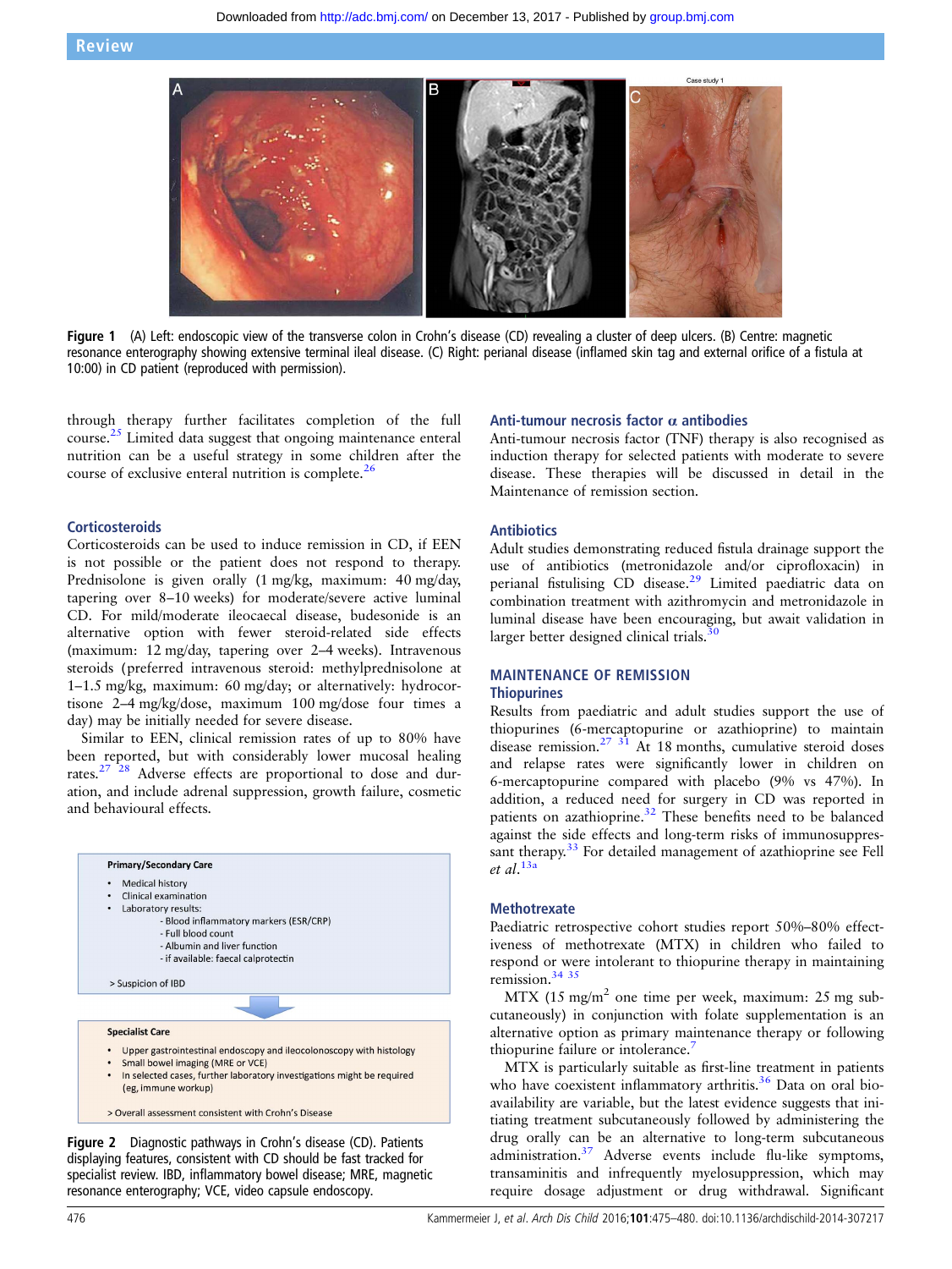Figure 1 (A) Left: endoscopic view of the transverse colon in Crohn's disease (CD) revealing a cluster of deep ulcers. (B) Centre: magnetic resonance enterography showing extensive terminal ileal disease. (C) Right: perianal disease (inflamed skin tag and external orifice of a fistula at 10:00) in CD patient (reproduced with permission).

through therapy further facilitates completion of the full course.[25] Limited data suggest that ongoing maintenance enteral nutrition can be a useful strategy in some children after the course of exclusive enteral nutrition is complete.[26]

### Corticosteroids

Corticosteroids can be used to induce remission in CD, if EEN is not possible or the patient does not respond to therapy. Prednisolone is given orally (1 mg/kg, maximum: 40 mg/day, tapering over 8–10 weeks) for moderate/severe active luminal CD. For mild/moderate ileocaecal disease, budesonide is an alternative option with fewer steroid-related side effects (maximum: 12 mg/day, tapering over 2–4 weeks). Intravenous steroids (preferred intravenous steroid: methylprednisolone at 1–1.5 mg/kg, maximum: 60 mg/day; or alternatively: hydrocortisone 2–4 mg/kg/dose, maximum 100 mg/dose four times a day) may be initially needed for severe disease.

Similar to EEN, clinical remission rates of up to 80% have been reported, but with considerably lower mucosal healing rates.[27,28] Adverse effects are proportional to dose and duration, and include adrenal suppression, growth failure, cosmetic and behavioural effects.

**Primary/Secondary Care**

- Medical history
- Clinical examination
- Laboratory results:
  - Blood inflammatory markers (ESR/CRP)
  - Full blood count
  - Albumin and liver function
  - if available: faecal calprotectin

> Suspicion of IBD

**Specialist Care**

- Upper gastrointestinal endoscopy and ileocolonoscopy with histology
- Small bowel imaging (MRE or VCE)
- In selected cases, further laboratory investigations might be required (eg, immune workup)

> Overall assessment consistent with Crohn's Disease

Figure 2 Diagnostic pathways in Crohn's disease (CD). Patients displaying features, consistent with CD should be fast tracked for specialist review. IBD, inflammatory bowel disease; MRE, magnetic resonance enterography; VCE, video capsule endoscopy.

### Anti-tumour necrosis factor α antibodies

Anti-tumour necrosis factor (TNF) therapy is also recognised as induction therapy for selected patients with moderate to severe disease. These therapies will be discussed in detail in the Maintenance of remission section.

### Antibiotics

Adult studies demonstrating reduced fistula drainage support the use of antibiotics (metronidazole and/or ciprofloxacin) in perianal fistulising CD disease.[29] Limited paediatric data on combination treatment with azithromycin and metronidazole in luminal disease have been encouraging, but await validation in larger better designed clinical trials.[30]

## MAINTENANCE OF REMISSION

### Thiopurines

Results from paediatric and adult studies support the use of thiopurines (6-mercaptopurine or azathioprine) to maintain disease remission.[27,31] At 18 months, cumulative steroid doses and relapse rates were significantly lower in children on 6-mercaptopurine compared with placebo (9% vs 47%). In addition, a reduced need for surgery in CD was reported in patients on azathioprine.[32] These benefits need to be balanced against the side effects and long-term risks of immunosuppressant therapy.[33] For detailed management of azathioprine see Fell *et al*.[13a]

### Methotrexate

Paediatric retrospective cohort studies report 50%–80% effectiveness of methotrexate (MTX) in children who failed to respond or were intolerant to thiopurine therapy in maintaining remission.[34,35]

MTX (15 mg/m$^2$ one time per week, maximum: 25 mg subcutaneously) in conjunction with folate supplementation is an alternative option as primary maintenance therapy or following thiopurine failure or intolerance.[7]

MTX is particularly suitable as first-line treatment in patients who have coexistent inflammatory arthritis.[36] Data on oral bioavailability are variable, but the latest evidence suggests that initiating treatment subcutaneously followed by administering the drug orally can be an alternative to long-term subcutaneous administration.[37] Adverse events include flu-like symptoms, transaminitis and infrequently myelosuppression, which may require dosage adjustment or drug withdrawal. Significant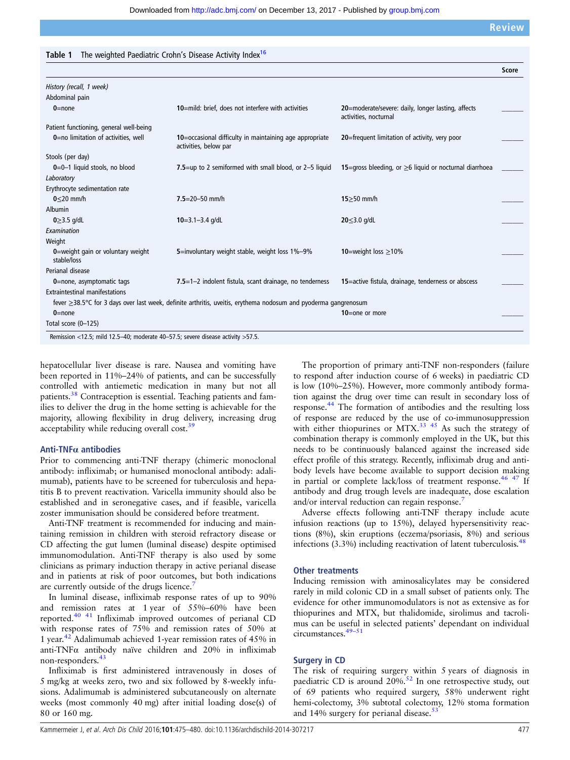**Table 1** The weighted Paediatric Crohn's Disease Activity Index[16]

| | | | Score |
|---|---|---|---|
| *History (recall, 1 week)* | | | |
| Abdominal pain | | | |
| **0**=none | **10**=mild: brief, does not interfere with activities | **20**=moderate/severe: daily, longer lasting, affects activities, nocturnal | ______ |
| Patient functioning, general well-being | | | |
| **0**=no limitation of activities, well | **10**=occasional difficulty in maintaining age appropriate activities, below par | **20**=frequent limitation of activity, very poor | ______ |
| Stools (per day) | | | |
| **0**=0–1 liquid stools, no blood | **7.5**=up to 2 semiformed with small blood, or 2–5 liquid | **15**=gross bleeding, or ≥6 liquid or nocturnal diarrhoea | ______ |
| *Laboratory* | | | |
| Erythrocyte sedimentation rate | | | |
| **0**≤20 mm/h | **7.5**=20–50 mm/h | **15**≥50 mm/h | ______ |
| Albumin | | | |
| **0**≥3.5 g/dL | **10**=3.1–3.4 g/dL | **20**≤3.0 g/dL | ______ |
| *Examination* | | | |
| Weight | | | |
| **0**=weight gain or voluntary weight stable/loss | **5**=involuntary weight stable, weight loss 1%–9% | **10**=weight loss ≥10% | ______ |
| Perianal disease | | | |
| **0**=none, asymptomatic tags | **7.5**=1–2 indolent fistula, scant drainage, no tenderness | **15**=active fistula, drainage, tenderness or abscess | ______ |
| Extraintestinal manifestations | | | |
| fever ≥38.5°C for 3 days over last week, definite arthritis, uveitis, erythema nodosum and pyoderma gangrenosum | | | |
| **0**=none | | **10**=one or more | ______ |
| Total score (0–125) | | | |

Remission <12.5; mild 12.5–40; moderate 40–57.5; severe disease activity >57.5.

hepatocellular liver disease is rare. Nausea and vomiting have been reported in 11%–24% of patients, and can be successfully controlled with antiemetic medication in many but not all patients.[38] Contraception is essential. Teaching patients and families to deliver the drug in the home setting is achievable for the majority, allowing flexibility in drug delivery, increasing drug acceptability while reducing overall cost.[39]

## Anti-TNFα antibodies

Prior to commencing anti-TNF therapy (chimeric monoclonal antibody: infliximab; or humanised monoclonal antibody: adalimumab), patients have to be screened for tuberculosis and hepatitis B to prevent reactivation. Varicella immunity should also be established and in seronegative cases, and if feasible, varicella zoster immunisation should be considered before treatment.

Anti-TNF treatment is recommended for inducing and maintaining remission in children with steroid refractory disease or CD affecting the gut lumen (luminal disease) despite optimised immunomodulation. Anti-TNF therapy is also used by some clinicians as primary induction therapy in active perianal disease and in patients at risk of poor outcomes, but both indications are currently outside of the drugs licence.[7]

In luminal disease, infliximab response rates of up to 90% and remission rates at 1 year of 55%–60% have been reported.[40 41] Infliximab improved outcomes of perianal CD with response rates of 75% and remission rates of 50% at 1 year.[42] Adalimumab achieved 1-year remission rates of 45% in anti-TNFα antibody naïve children and 20% in infliximab non-responders.[43]

Infliximab is first administered intravenously in doses of 5 mg/kg at weeks zero, two and six followed by 8-weekly infusions. Adalimumab is administered subcutaneously on alternate weeks (most commonly 40 mg) after initial loading dose(s) of 80 or 160 mg.

The proportion of primary anti-TNF non-responders (failure to respond after induction course of 6 weeks) in paediatric CD is low (10%–25%). However, more commonly antibody formation against the drug over time can result in secondary loss of response.[44] The formation of antibodies and the resulting loss of response are reduced by the use of co-immunosuppression with either thiopurines or MTX.[33 45] As such the strategy of combination therapy is commonly employed in the UK, but this needs to be continuously balanced against the increased side effect profile of this strategy. Recently, infliximab drug and antibody levels have become available to support decision making in partial or complete lack/loss of treatment response.[46 47] If antibody and drug trough levels are inadequate, dose escalation and/or interval reduction can regain response.[7]

Adverse effects following anti-TNF therapy include acute infusion reactions (up to 15%), delayed hypersensitivity reactions (8%), skin eruptions (eczema/psoriasis, 8%) and serious infections (3.3%) including reactivation of latent tuberculosis.[48]

## Other treatments

Inducing remission with aminosalicylates may be considered rarely in mild colonic CD in a small subset of patients only. The evidence for other immunomodulators is not as extensive as for thiopurines and MTX, but thalidomide, sirolimus and tacrolimus can be useful in selected patients' dependant on individual circumstances.[49–51]

## Surgery in CD

The risk of requiring surgery within 5 years of diagnosis in paediatric CD is around 20%.[52] In one retrospective study, out of 69 patients who required surgery, 58% underwent right hemi-colectomy, 3% subtotal colectomy, 12% stoma formation and 14% surgery for perianal disease.[53]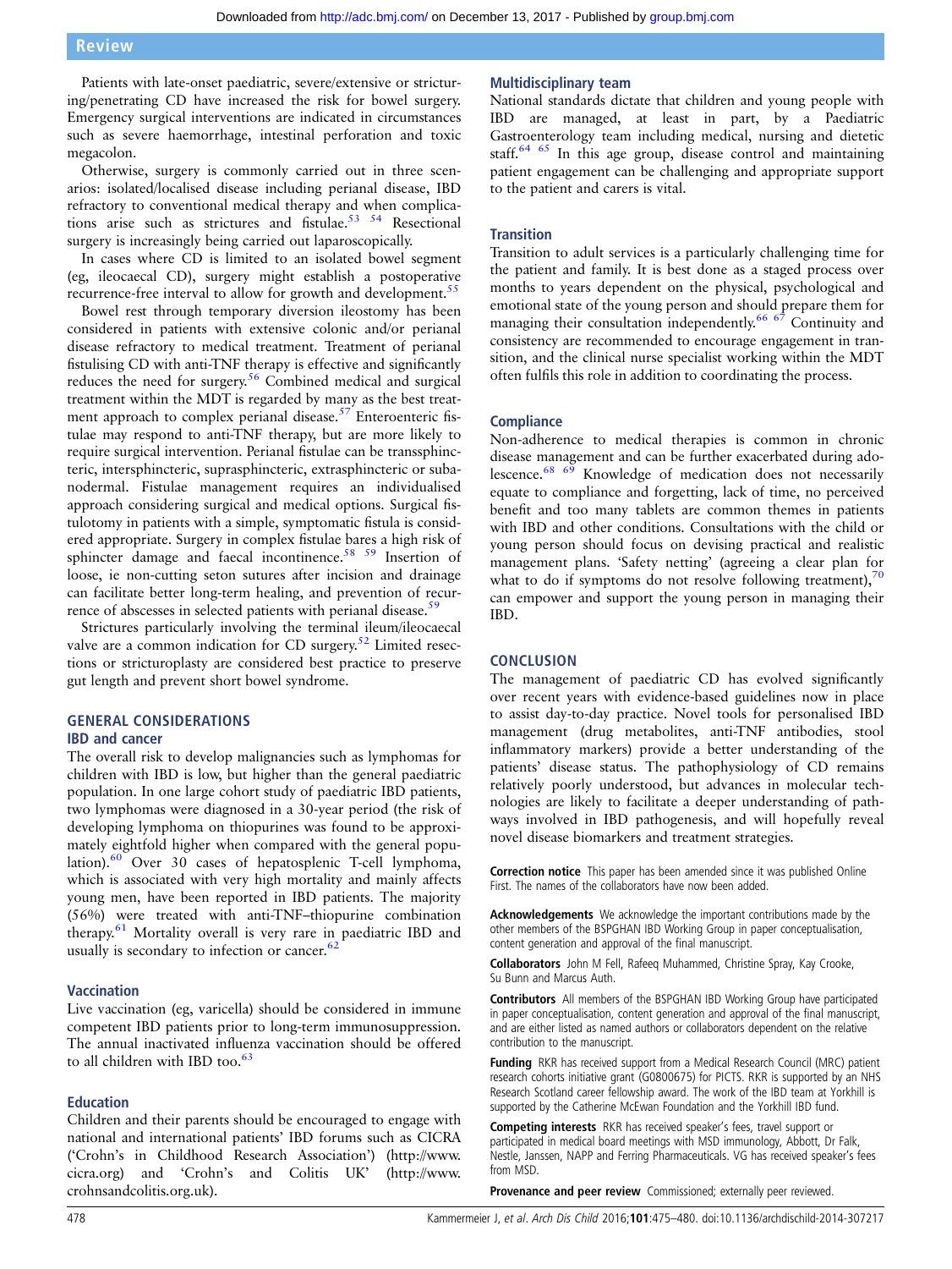Patients with late-onset paediatric, severe/extensive or stricturing/penetrating CD have increased the risk for bowel surgery. Emergency surgical interventions are indicated in circumstances such as severe haemorrhage, intestinal perforation and toxic megacolon.

Otherwise, surgery is commonly carried out in three scenarios: isolated/localised disease including perianal disease, IBD refractory to conventional medical therapy and when complications arise such as strictures and fistulae.[53 54] Resectional surgery is increasingly being carried out laparoscopically.

In cases where CD is limited to an isolated bowel segment (eg, ileocaecal CD), surgery might establish a postoperative recurrence-free interval to allow for growth and development.[55]

Bowel rest through temporary diversion ileostomy has been considered in patients with extensive colonic and/or perianal disease refractory to medical treatment. Treatment of perianal fistulising CD with anti-TNF therapy is effective and significantly reduces the need for surgery.[56] Combined medical and surgical treatment within the MDT is regarded by many as the best treatment approach to complex perianal disease.[57] Enteroenteric fistulae may respond to anti-TNF therapy, but are more likely to require surgical intervention. Perianal fistulae can be transsphincteric, intersphincteric, suprasphincteric, extrasphincteric or subanodermal. Fistulae management requires an individualised approach considering surgical and medical options. Surgical fistulotomy in patients with a simple, symptomatic fistula is considered appropriate. Surgery in complex fistulae bares a high risk of sphincter damage and faecal incontinence.[58 59] Insertion of loose, ie non-cutting seton sutures after incision and drainage can facilitate better long-term healing, and prevention of recurrence of abscesses in selected patients with perianal disease.[59]

Strictures particularly involving the terminal ileum/ileocaecal valve are a common indication for CD surgery.[52] Limited resections or stricturoplasty are considered best practice to preserve gut length and prevent short bowel syndrome.

## GENERAL CONSIDERATIONS

### IBD and cancer

The overall risk to develop malignancies such as lymphomas for children with IBD is low, but higher than the general paediatric population. In one large cohort study of paediatric IBD patients, two lymphomas were diagnosed in a 30-year period (the risk of developing lymphoma on thiopurines was found to be approximately eightfold higher when compared with the general population).[60] Over 30 cases of hepatosplenic T-cell lymphoma, which is associated with very high mortality and mainly affects young men, have been reported in IBD patients. The majority (56%) were treated with anti-TNF–thiopurine combination therapy.[61] Mortality overall is very rare in paediatric IBD and usually is secondary to infection or cancer.[62]

### Vaccination

Live vaccination (eg, varicella) should be considered in immune competent IBD patients prior to long-term immunosuppression. The annual inactivated influenza vaccination should be offered to all children with IBD too.[63]

### Education

Children and their parents should be encouraged to engage with national and international patients' IBD forums such as CICRA ('Crohn's in Childhood Research Association') (http://www.cicra.org) and 'Crohn's and Colitis UK' (http://www.crohnsandcolitis.org.uk).

### Multidisciplinary team

National standards dictate that children and young people with IBD are managed, at least in part, by a Paediatric Gastroenterology team including medical, nursing and dietetic staff.[64 65] In this age group, disease control and maintaining patient engagement can be challenging and appropriate support to the patient and carers is vital.

### Transition

Transition to adult services is a particularly challenging time for the patient and family. It is best done as a staged process over months to years dependent on the physical, psychological and emotional state of the young person and should prepare them for managing their consultation independently.[66 67] Continuity and consistency are recommended to encourage engagement in transition, and the clinical nurse specialist working within the MDT often fulfils this role in addition to coordinating the process.

### Compliance

Non-adherence to medical therapies is common in chronic disease management and can be further exacerbated during adolescence.[68 69] Knowledge of medication does not necessarily equate to compliance and forgetting, lack of time, no perceived benefit and too many tablets are common themes in patients with IBD and other conditions. Consultations with the child or young person should focus on devising practical and realistic management plans. 'Safety netting' (agreeing a clear plan for what to do if symptoms do not resolve following treatment),[70] can empower and support the young person in managing their IBD.

## CONCLUSION

The management of paediatric CD has evolved significantly over recent years with evidence-based guidelines now in place to assist day-to-day practice. Novel tools for personalised IBD management (drug metabolites, anti-TNF antibodies, stool inflammatory markers) provide a better understanding of the patients' disease status. The pathophysiology of CD remains relatively poorly understood, but advances in molecular technologies are likely to facilitate a deeper understanding of pathways involved in IBD pathogenesis, and will hopefully reveal novel disease biomarkers and treatment strategies.

**Correction notice** This paper has been amended since it was published Online First. The names of the collaborators have now been added.

**Acknowledgements** We acknowledge the important contributions made by the other members of the BSPGHAN IBD Working Group in paper conceptualisation, content generation and approval of the final manuscript.

**Collaborators** John M Fell, Rafeeq Muhammed, Christine Spray, Kay Crooke, Su Bunn and Marcus Auth.

**Contributors** All members of the BSPGHAN IBD Working Group have participated in paper conceptualisation, content generation and approval of the final manuscript, and are either listed as named authors or collaborators dependent on the relative contribution to the manuscript.

**Funding** RKR has received support from a Medical Research Council (MRC) patient research cohorts initiative grant (G0800675) for PICTS. RKR is supported by an NHS Research Scotland career fellowship award. The work of the IBD team at Yorkhill is supported by the Catherine McEwan Foundation and the Yorkhill IBD fund.

**Competing interests** RKR has received speaker's fees, travel support or participated in medical board meetings with MSD immunology, Abbott, Dr Falk, Nestle, Janssen, NAPP and Ferring Pharmaceuticals. VG has received speaker's fees from MSD.

**Provenance and peer review** Commissioned; externally peer reviewed.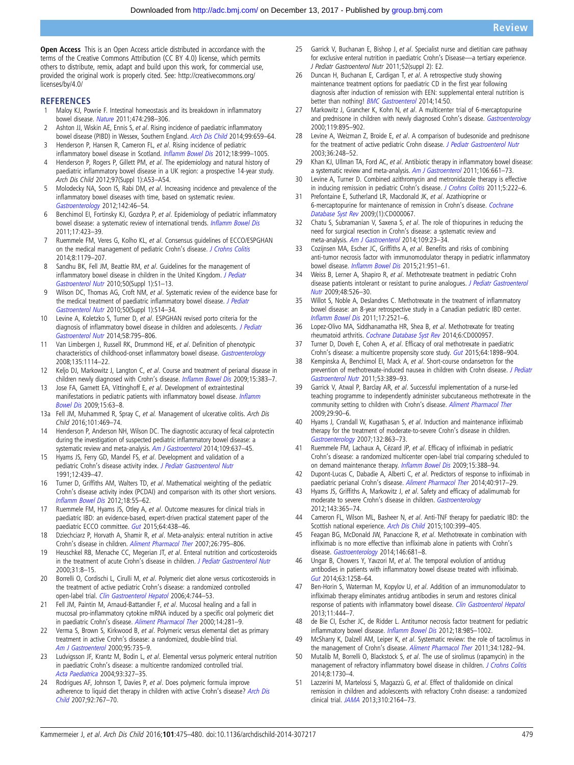**Open Access** This is an Open Access article distributed in accordance with the terms of the Creative Commons Attribution (CC BY 4.0) license, which permits others to distribute, remix, adapt and build upon this work, for commercial use, provided the original work is properly cited. See: http://creativecommons.org/licenses/by/4.0/

## REFERENCES

1. Maloy KJ, Powrie F. Intestinal homeostasis and its breakdown in inflammatory bowel disease. *Nature* 2011;474:298–306.
2. Ashton JJ, Wiskin AE, Ennis S, *et al*. Rising incidence of paediatric inflammatory bowel disease (PIBD) in Wessex, Southern England. *Arch Dis Child* 2014;99:659–64.
3. Henderson P, Hansen R, Cameron FL, *et al*. Rising incidence of pediatric inflammatory bowel disease in Scotland. *Inflamm Bowel Dis* 2012;18:999–1005.
4. Henderson P, Rogers P, Gillett PM, *et al*. The epidemiology and natural history of paediatric inflammatory bowel disease in a UK region: a prospective 14-year study. *Arch Dis Child* 2012;97(Suppl 1):A53–A54.
5. Molodecky NA, Soon IS, Rabi DM, *et al*. Increasing incidence and prevalence of the inflammatory bowel diseases with time, based on systematic review. *Gastroenterology* 2012;142:46–54.
6. Benchimol EI, Fortinsky KJ, Gozdyra P, *et al*. Epidemiology of pediatric inflammatory bowel disease: a systematic review of international trends. *Inflamm Bowel Dis* 2011;17:423–39.
7. Ruemmele FM, Veres G, Kolho KL, *et al*. Consensus guidelines of ECCO/ESPGHAN on the medical management of pediatric Crohn's disease. *J Crohns Colitis* 2014;8:1179–207.
8. Sandhu BK, Fell JM, Beattie RM, *et al*. Guidelines for the management of inflammatory bowel disease in children in the United Kingdom. *J Pediatr Gastroenterol Nutr* 2010;50(Suppl 1):S1–13.
9. Wilson DC, Thomas AG, Croft NM, *et al*. Systematic review of the evidence base for the medical treatment of paediatric inflammatory bowel disease. *J Pediatr Gastroenterol Nutr* 2010;50(Suppl 1):S14–34.
10. Levine A, Koletzko S, Turner D, *et al*. ESPGHAN revised porto criteria for the diagnosis of inflammatory bowel disease in children and adolescents. *J Pediatr Gastroenterol Nutr* 2014;58:795–806.
11. Van Limbergen J, Russell RK, Drummond HE, *et al*. Definition of phenotypic characteristics of childhood-onset inflammatory bowel disease. *Gastroenterology* 2008;135:1114–22.
12. Keljo DJ, Markowitz J, Langton C, *et al*. Course and treatment of perianal disease in children newly diagnosed with Crohn's disease. *Inflamm Bowel Dis* 2009;15:383–7.
13. Jose FA, Garnett EA, Vittinghoff E, *et al*. Development of extraintestinal manifestations in pediatric patients with inflammatory bowel disease. *Inflamm Bowel Dis* 2009;15:63–8.

13a. Fell JM, Muhammed R, Spray C, *et al.* Management of ulcerative colitis. *Arch Dis Child* 2016;101:469–74.

14. Henderson P, Anderson NH, Wilson DC. The diagnostic accuracy of fecal calprotectin during the investigation of suspected pediatric inflammatory bowel disease: a systematic review and meta-analysis. *Am J Gastroenterol* 2014;109:637–45.
15. Hyams JS, Ferry GD, Mandel FS, *et al*. Development and validation of a pediatric Crohn's disease activity index. *J Pediatr Gastroenterol Nutr* 1991;12:439–47.
16. Turner D, Griffiths AM, Walters TD, *et al*. Mathematical weighting of the pediatric Crohn's disease activity index (PCDAI) and comparison with its other short versions. *Inflamm Bowel Dis* 2012;18:55–62.
17. Ruemmele FM, Hyams JS, Otley A, *et al*. Outcome measures for clinical trials in paediatric IBD: an evidence-based, expert-driven practical statement paper of the paediatric ECCO committee. *Gut* 2015;64:438–46.
18. Dziechciarz P, Horvath A, Shamir R, *et al*. Meta-analysis: enteral nutrition in active Crohn's disease in children. *Aliment Pharmacol Ther* 2007;26:795–806.
19. Heuschkel RB, Menache CC, Megerian JT, *et al*. Enteral nutrition and corticosteroids in the treatment of acute Crohn's disease in children. *J Pediatr Gastroenterol Nutr* 2000;31:8–15.
20. Borrelli O, Cordischi L, Cirulli M, *et al*. Polymeric diet alone versus corticosteroids in the treatment of active pediatric Crohn's disease: a randomized controlled open-label trial. *Clin Gastroenterol Hepatol* 2006;4:744–53.
21. Fell JM, Paintin M, Arnaud-Battandier F, *et al*. Mucosal healing and a fall in mucosal pro-inflammatory cytokine mRNA induced by a specific oral polymeric diet in paediatric Crohn's disease. *Aliment Pharmacol Ther* 2000;14:281–9.
22. Verma S, Brown S, Kirkwood B, *et al*. Polymeric versus elemental diet as primary treatment in active Crohn's disease: a randomized, double-blind trial. *Am J Gastroenterol* 2000;95:735–9.
23. Ludvigsson JF, Krantz M, Bodin L, *et al*. Elemental versus polymeric enteral nutrition in paediatric Crohn's disease: a multicentre randomized controlled trial. *Acta Paediatrica* 2004;93:327–35.
24. Rodrigues AF, Johnson T, Davies P, *et al*. Does polymeric formula improve adherence to liquid diet therapy in children with active Crohn's disease? *Arch Dis Child* 2007;92:767–70.
25. Garrick V, Buchanan E, Bishop J, *et al*. Specialist nurse and dietitian care pathway for exclusive enteral nutrition in paediatric Crohn's Disease—a tertiary experience. *J Pediatr Gastroenterol Nutr* 2011;52(suppl 2): E2.
26. Duncan H, Buchanan E, Cardigan T, *et al*. A retrospective study showing maintenance treatment options for paediatric CD in the first year following diagnosis after induction of remission with EEN: supplemental enteral nutrition is better than nothing! *BMC Gastroenterol* 2014;14:50.
27. Markowitz J, Grancher K, Kohn N, *et al*. A multicenter trial of 6-mercaptopurine and prednisone in children with newly diagnosed Crohn's disease. *Gastroenterology* 2000;119:895–902.
28. Levine A, Weizman Z, Broide E, *et al*. A comparison of budesonide and prednisone for the treatment of active pediatric Crohn disease. *J Pediatr Gastroenterol Nutr* 2003;36:248–52.
29. Khan KJ, Ullman TA, Ford AC, *et al*. Antibiotic therapy in inflammatory bowel disease: a systematic review and meta-analysis. *Am J Gastroenterol* 2011;106:661–73.
30. Levine A, Turner D. Combined azithromycin and metronidazole therapy is effective in inducing remission in pediatric Crohn's disease. *J Crohns Colitis* 2011;5:222–6.
31. Prefontaine E, Sutherland LR, Macdonald JK, *et al*. Azathioprine or 6-mercaptopurine for maintenance of remission in Crohn's disease. *Cochrane Database Syst Rev* 2009;(1):CD000067.
32. Chatu S, Subramanian V, Saxena S, *et al*. The role of thiopurines in reducing the need for surgical resection in Crohn's disease: a systematic review and meta-analysis. *Am J Gastroenterol* 2014;109:23–34.
33. Cozijnsen MA, Escher JC, Griffiths A, *et al*. Benefits and risks of combining anti-tumor necrosis factor with immunomodulator therapy in pediatric inflammatory bowel disease. *Inflamm Bowel Dis* 2015;21:951–61.
34. Weiss B, Lerner A, Shapiro R, *et al*. Methotrexate treatment in pediatric Crohn disease patients intolerant or resistant to purine analogues. *J Pediatr Gastroenterol Nutr* 2009;48:526–30.
35. Willot S, Noble A, Deslandres C. Methotrexate in the treatment of inflammatory bowel disease: an 8-year retrospective study in a Canadian pediatric IBD center. *Inflamm Bowel Dis* 2011;17:2521–6.
36. Lopez-Olivo MA, Siddhanamatha HR, Shea B, *et al*. Methotrexate for treating rheumatoid arthritis. *Cochrane Database Syst Rev* 2014;6:CD000957.
37. Turner D, Doveh E, Cohen A, *et al*. Efficacy of oral methotrexate in paediatric Crohn's disease: a multicentre propensity score study. *Gut* 2015;64:1898–904.
38. Kempinska A, Benchimol EI, Mack A, *et al*. Short-course ondansetron for the prevention of methotrexate-induced nausea in children with Crohn disease. *J Pediatr Gastroenterol Nutr* 2011;53:389–93.
39. Garrick V, Atwal P, Barclay AR, *et al*. Successful implementation of a nurse-led teaching programme to independently administer subcutaneous methotrexate in the community setting to children with Crohn's disease. *Aliment Pharmacol Ther* 2009;29:90–6.
40. Hyams J, Crandall W, Kugathasan S, *et al*. Induction and maintenance infliximab therapy for the treatment of moderate-to-severe Crohn's disease in children. *Gastroenterology* 2007;132:863–73.
41. Ruemmele FM, Lachaux A, Cézard JP, *et al*. Efficacy of infliximab in pediatric Crohn's disease: a randomized multicenter open-label trial comparing scheduled to on demand maintenance therapy. *Inflamm Bowel Dis* 2009;15:388–94.
42. Dupont-Lucas C, Dabadie A, Alberti C, *et al*. Predictors of response to infliximab in paediatric perianal Crohn's disease. *Aliment Pharmacol Ther* 2014;40:917–29.
43. Hyams JS, Griffiths A, Markowitz J, *et al*. Safety and efficacy of adalimumab for moderate to severe Crohn's disease in children. *Gastroenterology* 2012;143:365–74.
44. Cameron FL, Wilson ML, Basheer N, *et al*. Anti-TNF therapy for paediatric IBD: the Scottish national experience. *Arch Dis Child* 2015;100:399–405.
45. Feagan BG, McDonald JW, Panaccione R, *et al*. Methotrexate in combination with infliximab is no more effective than infliximab alone in patients with Crohn's disease. *Gastroenterology* 2014;146:681–8.
46. Ungar B, Chowers Y, Yavzori M, *et al*. The temporal evolution of antidrug antibodies in patients with inflammatory bowel disease treated with infliximab. *Gut* 2014;63:1258–64.
47. Ben-Horin S, Waterman M, Kopylov U, *et al*. Addition of an immunomodulator to infliximab therapy eliminates antidrug antibodies in serum and restores clinical response of patients with inflammatory bowel disease. *Clin Gastroenterol Hepatol* 2013;11:444–7.
48. de Bie CI, Escher JC, de Ridder L. Antitumor necrosis factor treatment for pediatric inflammatory bowel disease. *Inflamm Bowel Dis* 2012;18:985–1002.
49. McSharry K, Dalzell AM, Leiper K, *et al*. Systematic review: the role of tacrolimus in the management of Crohn's disease. *Aliment Pharmacol Ther* 2011;34:1282–94.
50. Mutalib M, Borrelli O, Blackstock S, *et al*. The use of sirolimus (rapamycin) in the management of refractory inflammatory bowel disease in children. *J Crohns Colitis* 2014;8:1730–4.
51. Lazzerini M, Martelossi S, Magazzù G, *et al*. Effect of thalidomide on clinical remission in children and adolescents with refractory Crohn disease: a randomized clinical trial. *JAMA* 2013;310:2164–73.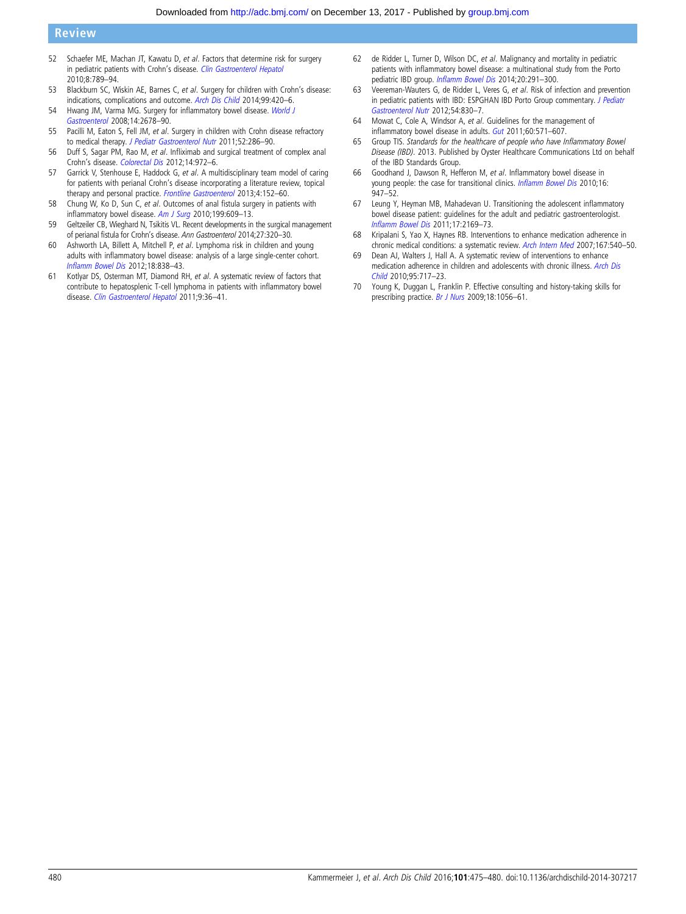52 Schaefer ME, Machan JT, Kawatu D, *et al*. Factors that determine risk for surgery in pediatric patients with Crohn's disease. *Clin Gastroenterol Hepatol* 2010;8:789–94.
53 Blackburn SC, Wiskin AE, Barnes C, *et al*. Surgery for children with Crohn's disease: indications, complications and outcome. *Arch Dis Child* 2014;99:420–6.
54 Hwang JM, Varma MG. Surgery for inflammatory bowel disease. *World J Gastroenterol* 2008;14:2678–90.
55 Pacilli M, Eaton S, Fell JM, *et al*. Surgery in children with Crohn disease refractory to medical therapy. *J Pediatr Gastroenterol Nutr* 2011;52:286–90.
56 Duff S, Sagar PM, Rao M, *et al*. Infliximab and surgical treatment of complex anal Crohn's disease. *Colorectal Dis* 2012;14:972–6.
57 Garrick V, Stenhouse E, Haddock G, *et al*. A multidisciplinary team model of caring for patients with perianal Crohn's disease incorporating a literature review, topical therapy and personal practice. *Frontline Gastroenterol* 2013;4:152–60.
58 Chung W, Ko D, Sun C, *et al*. Outcomes of anal fistula surgery in patients with inflammatory bowel disease. *Am J Surg* 2010;199:609–13.
59 Geltzeiler CB, Wieghard N, Tsikitis VL. Recent developments in the surgical management of perianal fistula for Crohn's disease. *Ann Gastroenterol* 2014;27:320–30.
60 Ashworth LA, Billett A, Mitchell P, *et al*. Lymphoma risk in children and young adults with inflammatory bowel disease: analysis of a large single-center cohort. *Inflamm Bowel Dis* 2012;18:838–43.
61 Kotlyar DS, Osterman MT, Diamond RH, *et al*. A systematic review of factors that contribute to hepatosplenic T-cell lymphoma in patients with inflammatory bowel disease. *Clin Gastroenterol Hepatol* 2011;9:36–41.
62 de Ridder L, Turner D, Wilson DC, *et al*. Malignancy and mortality in pediatric patients with inflammatory bowel disease: a multinational study from the Porto pediatric IBD group. *Inflamm Bowel Dis* 2014;20:291–300.
63 Veereman-Wauters G, de Ridder L, Veres G, *et al*. Risk of infection and prevention in pediatric patients with IBD: ESPGHAN IBD Porto Group commentary. *J Pediatr Gastroenterol Nutr* 2012;54:830–7.
64 Mowat C, Cole A, Windsor A, *et al*. Guidelines for the management of inflammatory bowel disease in adults. *Gut* 2011;60:571–607.
65 Group TIS. *Standards for the healthcare of people who have Inflammatory Bowel Disease (IBD)*. 2013. Published by Oyster Healthcare Communications Ltd on behalf of the IBD Standards Group.
66 Goodhand J, Dawson R, Hefferon M, *et al*. Inflammatory bowel disease in young people: the case for transitional clinics. *Inflamm Bowel Dis* 2010;16: 947–52.
67 Leung Y, Heyman MB, Mahadevan U. Transitioning the adolescent inflammatory bowel disease patient: guidelines for the adult and pediatric gastroenterologist. *Inflamm Bowel Dis* 2011;17:2169–73.
68 Kripalani S, Yao X, Haynes RB. Interventions to enhance medication adherence in chronic medical conditions: a systematic review. *Arch Intern Med* 2007;167:540–50.
69 Dean AJ, Walters J, Hall A. A systematic review of interventions to enhance medication adherence in children and adolescents with chronic illness. *Arch Dis Child* 2010;95:717–23.
70 Young K, Duggan L, Franklin P. Effective consulting and history-taking skills for prescribing practice. *Br J Nurs* 2009;18:1056–61.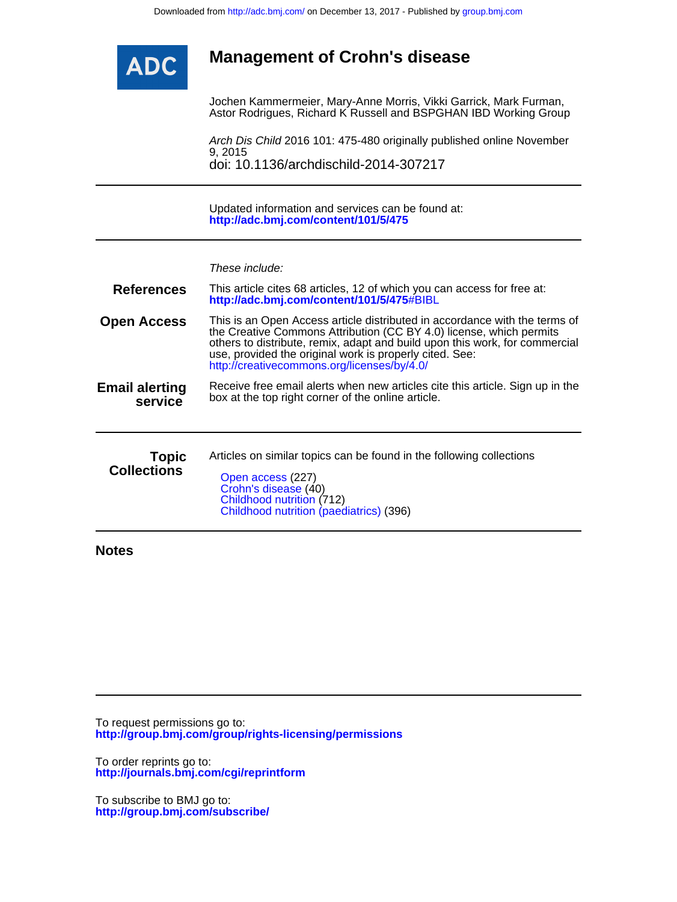Downloaded from http://adc.bmj.com/ on December 13, 2017 - Published by group.bmj.com

ADC

# Management of Crohn's disease

Jochen Kammermeier, Mary-Anne Morris, Vikki Garrick, Mark Furman, Astor Rodrigues, Richard K Russell and BSPGHAN IBD Working Group

*Arch Dis Child* 2016 101: 475-480 originally published online November 9, 2015

doi: 10.1136/archdischild-2014-307217

Updated information and services can be found at:
**http://adc.bmj.com/content/101/5/475**

*These include:*

**References**

This article cites 68 articles, 12 of which you can access for free at:
**http://adc.bmj.com/content/101/5/475**#BIBL

**Open Access**

This is an Open Access article distributed in accordance with the terms of the Creative Commons Attribution (CC BY 4.0) license, which permits others to distribute, remix, adapt and build upon this work, for commercial use, provided the original work is properly cited. See:
http://creativecommons.org/licenses/by/4.0/

**Email alerting service**

Receive free email alerts when new articles cite this article. Sign up in the box at the top right corner of the online article.

**Topic Collections**

Articles on similar topics can be found in the following collections

- Open access (227)
- Crohn's disease (40)
- Childhood nutrition (712)
- Childhood nutrition (paediatrics) (396)

## Notes

To request permissions go to:
**http://group.bmj.com/group/rights-licensing/permissions**

To order reprints go to:
**http://journals.bmj.com/cgi/reprintform**

To subscribe to BMJ go to:
**http://group.bmj.com/subscribe/**